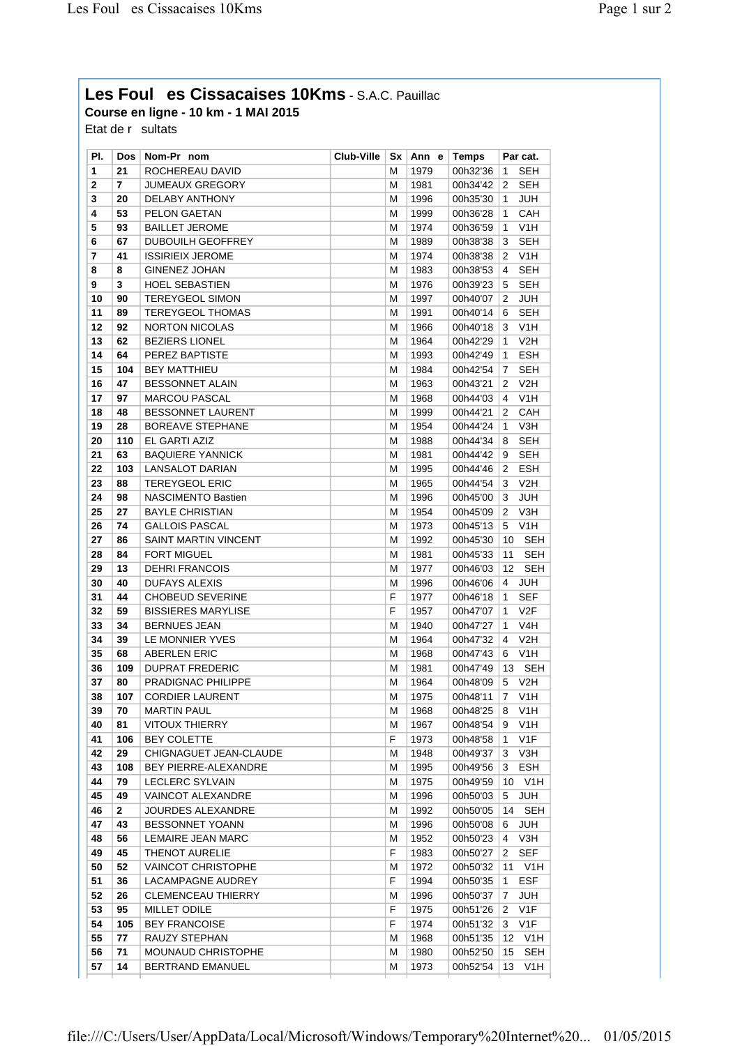# Les Foul es Cissacaises 10Kms - S.A.C. Pauillac

**Course en ligne - 10 km - 1 MAI 2015**

Etat de r sultats

| Pl. | Dos | Nom-Pr nom | Club-Ville | Sx | Ann e | Temps | Par cat. |
|---|---|---|---|---|---|---|---|
| 1 | 21 | ROCHEREAU DAVID | | M | 1979 | 00h32'36 | 1 SEH |
| 2 | 7 | JUMEAUX GREGORY | | M | 1981 | 00h34'42 | 2 SEH |
| 3 | 20 | DELABY ANTHONY | | M | 1996 | 00h35'30 | 1 JUH |
| 4 | 53 | PELON GAETAN | | M | 1999 | 00h36'28 | 1 CAH |
| 5 | 93 | BAILLET JEROME | | M | 1974 | 00h36'59 | 1 V1H |
| 6 | 67 | DUBOUILH GEOFFREY | | M | 1989 | 00h38'38 | 3 SEH |
| 7 | 41 | ISSIRIEIX JEROME | | M | 1974 | 00h38'38 | 2 V1H |
| 8 | 8 | GINENEZ JOHAN | | M | 1983 | 00h38'53 | 4 SEH |
| 9 | 3 | HOEL SEBASTIEN | | M | 1976 | 00h39'23 | 5 SEH |
| 10 | 90 | TEREYGEOL SIMON | | M | 1997 | 00h40'07 | 2 JUH |
| 11 | 89 | TEREYGEOL THOMAS | | M | 1991 | 00h40'14 | 6 SEH |
| 12 | 92 | NORTON NICOLAS | | M | 1966 | 00h40'18 | 3 V1H |
| 13 | 62 | BEZIERS LIONEL | | M | 1964 | 00h42'29 | 1 V2H |
| 14 | 64 | PEREZ BAPTISTE | | M | 1993 | 00h42'49 | 1 ESH |
| 15 | 104 | BEY MATTHIEU | | M | 1984 | 00h42'54 | 7 SEH |
| 16 | 47 | BESSONNET ALAIN | | M | 1963 | 00h43'21 | 2 V2H |
| 17 | 97 | MARCOU PASCAL | | M | 1968 | 00h44'03 | 4 V1H |
| 18 | 48 | BESSONNET LAURENT | | M | 1999 | 00h44'21 | 2 CAH |
| 19 | 28 | BOREAVE STEPHANE | | M | 1954 | 00h44'24 | 1 V3H |
| 20 | 110 | EL GARTI AZIZ | | M | 1988 | 00h44'34 | 8 SEH |
| 21 | 63 | BAQUIERE YANNICK | | M | 1981 | 00h44'42 | 9 SEH |
| 22 | 103 | LANSALOT DARIAN | | M | 1995 | 00h44'46 | 2 ESH |
| 23 | 88 | TEREYGEOL ERIC | | M | 1965 | 00h44'54 | 3 V2H |
| 24 | 98 | NASCIMENTO Bastien | | M | 1996 | 00h45'00 | 3 JUH |
| 25 | 27 | BAYLE CHRISTIAN | | M | 1954 | 00h45'09 | 2 V3H |
| 26 | 74 | GALLOIS PASCAL | | M | 1973 | 00h45'13 | 5 V1H |
| 27 | 86 | SAINT MARTIN VINCENT | | M | 1992 | 00h45'30 | 10 SEH |
| 28 | 84 | FORT MIGUEL | | M | 1981 | 00h45'33 | 11 SEH |
| 29 | 13 | DEHRI FRANCOIS | | M | 1977 | 00h46'03 | 12 SEH |
| 30 | 40 | DUFAYS ALEXIS | | M | 1996 | 00h46'06 | 4 JUH |
| 31 | 44 | CHOBEUD SEVERINE | | F | 1977 | 00h46'18 | 1 SEF |
| 32 | 59 | BISSIERES MARYLISE | | F | 1957 | 00h47'07 | 1 V2F |
| 33 | 34 | BERNUES JEAN | | M | 1940 | 00h47'27 | 1 V4H |
| 34 | 39 | LE MONNIER YVES | | M | 1964 | 00h47'32 | 4 V2H |
| 35 | 68 | ABERLEN ERIC | | M | 1968 | 00h47'43 | 6 V1H |
| 36 | 109 | DUPRAT FREDERIC | | M | 1981 | 00h47'49 | 13 SEH |
| 37 | 80 | PRADIGNAC PHILIPPE | | M | 1964 | 00h48'09 | 5 V2H |
| 38 | 107 | CORDIER LAURENT | | M | 1975 | 00h48'11 | 7 V1H |
| 39 | 70 | MARTIN PAUL | | M | 1968 | 00h48'25 | 8 V1H |
| 40 | 81 | VITOUX THIERRY | | M | 1967 | 00h48'54 | 9 V1H |
| 41 | 106 | BEY COLETTE | | F | 1973 | 00h48'58 | 1 V1F |
| 42 | 29 | CHIGNAGUET JEAN-CLAUDE | | M | 1948 | 00h49'37 | 3 V3H |
| 43 | 108 | BEY PIERRE-ALEXANDRE | | M | 1995 | 00h49'56 | 3 ESH |
| 44 | 79 | LECLERC SYLVAIN | | M | 1975 | 00h49'59 | 10 V1H |
| 45 | 49 | VAINCOT ALEXANDRE | | M | 1996 | 00h50'03 | 5 JUH |
| 46 | 2 | JOURDES ALEXANDRE | | M | 1992 | 00h50'05 | 14 SEH |
| 47 | 43 | BESSONNET YOANN | | M | 1996 | 00h50'08 | 6 JUH |
| 48 | 56 | LEMAIRE JEAN MARC | | M | 1952 | 00h50'23 | 4 V3H |
| 49 | 45 | THENOT AURELIE | | F | 1983 | 00h50'27 | 2 SEF |
| 50 | 52 | VAINCOT CHRISTOPHE | | M | 1972 | 00h50'32 | 11 V1H |
| 51 | 36 | LACAMPAGNE AUDREY | | F | 1994 | 00h50'35 | 1 ESF |
| 52 | 26 | CLEMENCEAU THIERRY | | M | 1996 | 00h50'37 | 7 JUH |
| 53 | 95 | MILLET ODILE | | F | 1975 | 00h51'26 | 2 V1F |
| 54 | 105 | BEY FRANCOISE | | F | 1974 | 00h51'32 | 3 V1F |
| 55 | 77 | RAUZY STEPHAN | | M | 1968 | 00h51'35 | 12 V1H |
| 56 | 71 | MOUNAUD CHRISTOPHE | | M | 1980 | 00h52'50 | 15 SEH |
| 57 | 14 | BERTRAND EMANUEL | | M | 1973 | 00h52'54 | 13 V1H |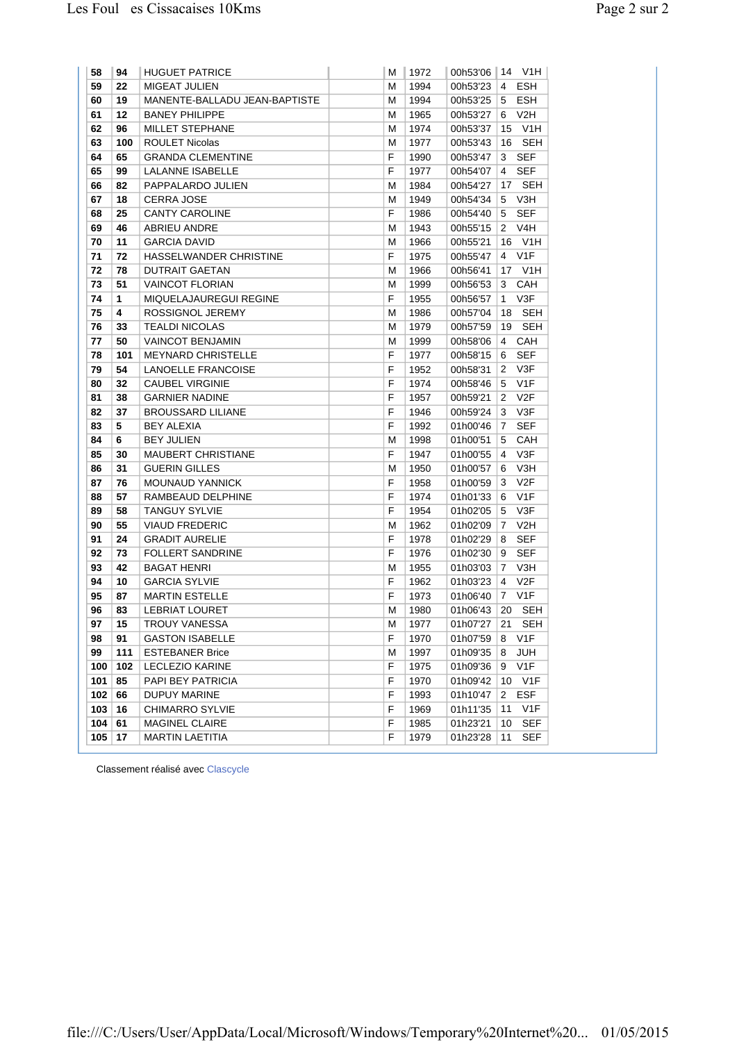| | | | | | | | | |
|---|---|---|---|---|---|---|---|---|
| 58 | 94 | HUGUET PATRICE | | M | 1972 | 00h53'06 | 14 | V1H |
| 59 | 22 | MIGEAT JULIEN | | M | 1994 | 00h53'23 | 4 | ESH |
| 60 | 19 | MANENTE-BALLADU JEAN-BAPTISTE | | M | 1994 | 00h53'25 | 5 | ESH |
| 61 | 12 | BANEY PHILIPPE | | M | 1965 | 00h53'27 | 6 | V2H |
| 62 | 96 | MILLET STEPHANE | | M | 1974 | 00h53'37 | 15 | V1H |
| 63 | 100 | ROULET Nicolas | | M | 1977 | 00h53'43 | 16 | SEH |
| 64 | 65 | GRANDA CLEMENTINE | | F | 1990 | 00h53'47 | 3 | SEF |
| 65 | 99 | LALANNE ISABELLE | | F | 1977 | 00h54'07 | 4 | SEF |
| 66 | 82 | PAPPALARDO JULIEN | | M | 1984 | 00h54'27 | 17 | SEH |
| 67 | 18 | CERRA JOSE | | M | 1949 | 00h54'34 | 5 | V3H |
| 68 | 25 | CANTY CAROLINE | | F | 1986 | 00h54'40 | 5 | SEF |
| 69 | 46 | ABRIEU ANDRE | | M | 1943 | 00h55'15 | 2 | V4H |
| 70 | 11 | GARCIA DAVID | | M | 1966 | 00h55'21 | 16 | V1H |
| 71 | 72 | HASSELWANDER CHRISTINE | | F | 1975 | 00h55'47 | 4 | V1F |
| 72 | 78 | DUTRAIT GAETAN | | M | 1966 | 00h56'41 | 17 | V1H |
| 73 | 51 | VAINCOT FLORIAN | | M | 1999 | 00h56'53 | 3 | CAH |
| 74 | 1 | MIQUELAJAUREGUI REGINE | | F | 1955 | 00h56'57 | 1 | V3F |
| 75 | 4 | ROSSIGNOL JEREMY | | M | 1986 | 00h57'04 | 18 | SEH |
| 76 | 33 | TEALDI NICOLAS | | M | 1979 | 00h57'59 | 19 | SEH |
| 77 | 50 | VAINCOT BENJAMIN | | M | 1999 | 00h58'06 | 4 | CAH |
| 78 | 101 | MEYNARD CHRISTELLE | | F | 1977 | 00h58'15 | 6 | SEF |
| 79 | 54 | LANOELLE FRANCOISE | | F | 1952 | 00h58'31 | 2 | V3F |
| 80 | 32 | CAUBEL VIRGINIE | | F | 1974 | 00h58'46 | 5 | V1F |
| 81 | 38 | GARNIER NADINE | | F | 1957 | 00h59'21 | 2 | V2F |
| 82 | 37 | BROUSSARD LILIANE | | F | 1946 | 00h59'24 | 3 | V3F |
| 83 | 5 | BEY ALEXIA | | F | 1992 | 01h00'46 | 7 | SEF |
| 84 | 6 | BEY JULIEN | | M | 1998 | 01h00'51 | 5 | CAH |
| 85 | 30 | MAUBERT CHRISTIANE | | F | 1947 | 01h00'55 | 4 | V3F |
| 86 | 31 | GUERIN GILLES | | M | 1950 | 01h00'57 | 6 | V3H |
| 87 | 76 | MOUNAUD YANNICK | | F | 1958 | 01h00'59 | 3 | V2F |
| 88 | 57 | RAMBEAUD DELPHINE | | F | 1974 | 01h01'33 | 6 | V1F |
| 89 | 58 | TANGUY SYLVIE | | F | 1954 | 01h02'05 | 5 | V3F |
| 90 | 55 | VIAUD FREDERIC | | M | 1962 | 01h02'09 | 7 | V2H |
| 91 | 24 | GRADIT AURELIE | | F | 1978 | 01h02'29 | 8 | SEF |
| 92 | 73 | FOLLERT SANDRINE | | F | 1976 | 01h02'30 | 9 | SEF |
| 93 | 42 | BAGAT HENRI | | M | 1955 | 01h03'03 | 7 | V3H |
| 94 | 10 | GARCIA SYLVIE | | F | 1962 | 01h03'23 | 4 | V2F |
| 95 | 87 | MARTIN ESTELLE | | F | 1973 | 01h06'40 | 7 | V1F |
| 96 | 83 | LEBRIAT LOURET | | M | 1980 | 01h06'43 | 20 | SEH |
| 97 | 15 | TROUY VANESSA | | M | 1977 | 01h07'27 | 21 | SEH |
| 98 | 91 | GASTON ISABELLE | | F | 1970 | 01h07'59 | 8 | V1F |
| 99 | 111 | ESTEBANER Brice | | M | 1997 | 01h09'35 | 8 | JUH |
| 100 | 102 | LECLEZIO KARINE | | F | 1975 | 01h09'36 | 9 | V1F |
| 101 | 85 | PAPI BEY PATRICIA | | F | 1970 | 01h09'42 | 10 | V1F |
| 102 | 66 | DUPUY MARINE | | F | 1993 | 01h10'47 | 2 | ESF |
| 103 | 16 | CHIMARRO SYLVIE | | F | 1969 | 01h11'35 | 11 | V1F |
| 104 | 61 | MAGINEL CLAIRE | | F | 1985 | 01h23'21 | 10 | SEF |
| 105 | 17 | MARTIN LAETITIA | | F | 1979 | 01h23'28 | 11 | SEF |

Classement réalisé avec Clascycle